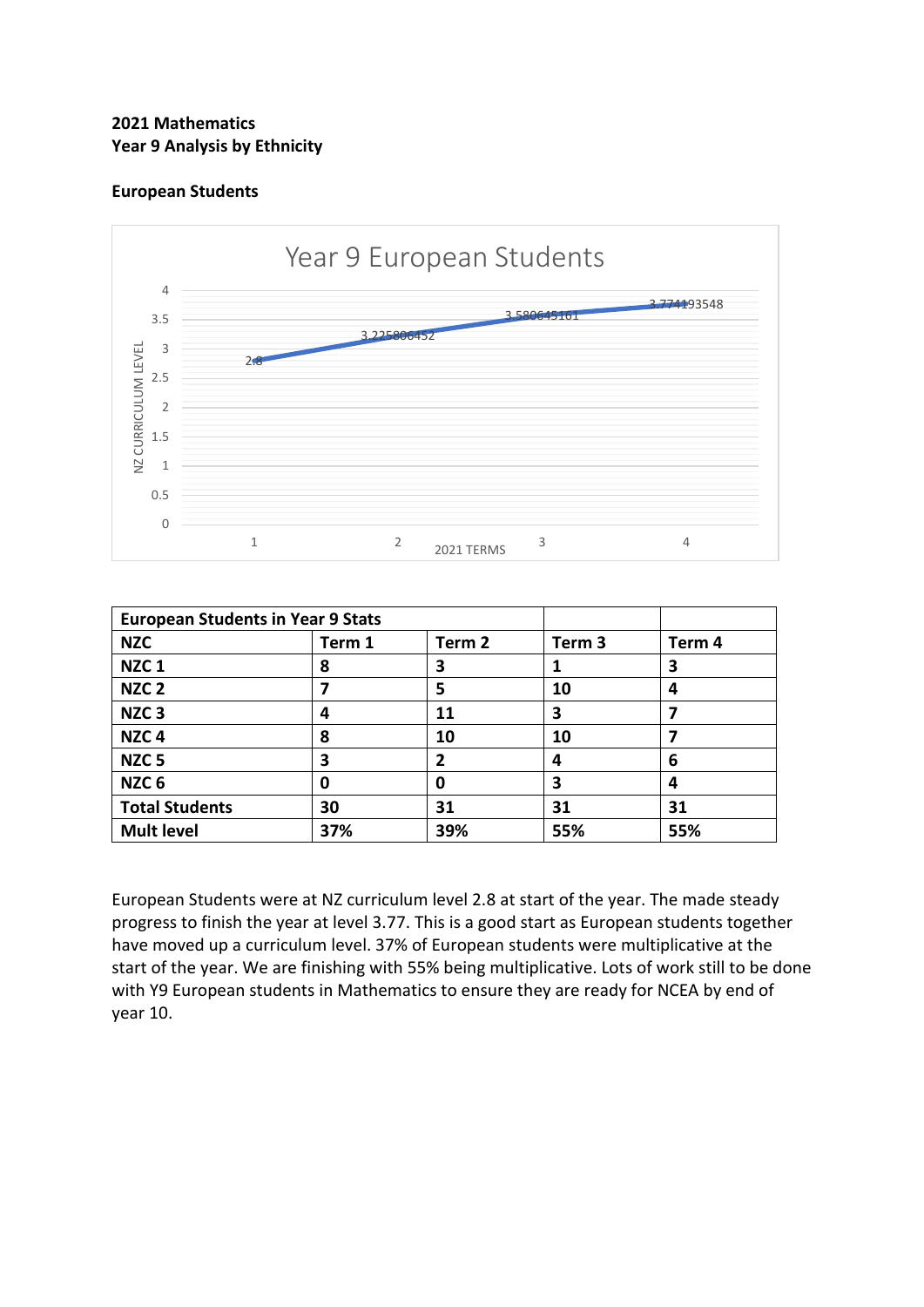**2021 Mathematics**
**Year 9 Analysis by Ethnicity**

**European Students**

Year 9 European Students

NZ CURRICULUM LEVEL

| 2021 TERMS | 1 | 2 | 3 | 4 |
|---|---|---|---|---|
| NZ Curriculum Level | 2.8 | 3.225806452 | 3.580645161 | 3.774193548 |

| European Students in Year 9 Stats | | | | |
|---|---|---|---|---|
| **NZC** | **Term 1** | **Term 2** | **Term 3** | **Term 4** |
| **NZC 1** | **8** | **3** | **1** | **3** |
| **NZC 2** | **7** | **5** | **10** | **4** |
| **NZC 3** | **4** | **11** | **3** | **7** |
| **NZC 4** | **8** | **10** | **10** | **7** |
| **NZC 5** | **3** | **2** | **4** | **6** |
| **NZC 6** | **0** | **0** | **3** | **4** |
| **Total Students** | **30** | **31** | **31** | **31** |
| **Mult level** | **37%** | **39%** | **55%** | **55%** |

European Students were at NZ curriculum level 2.8 at start of the year. The made steady progress to finish the year at level 3.77. This is a good start as European students together have moved up a curriculum level. 37% of European students were multiplicative at the start of the year. We are finishing with 55% being multiplicative. Lots of work still to be done with Y9 European students in Mathematics to ensure they are ready for NCEA by end of year 10.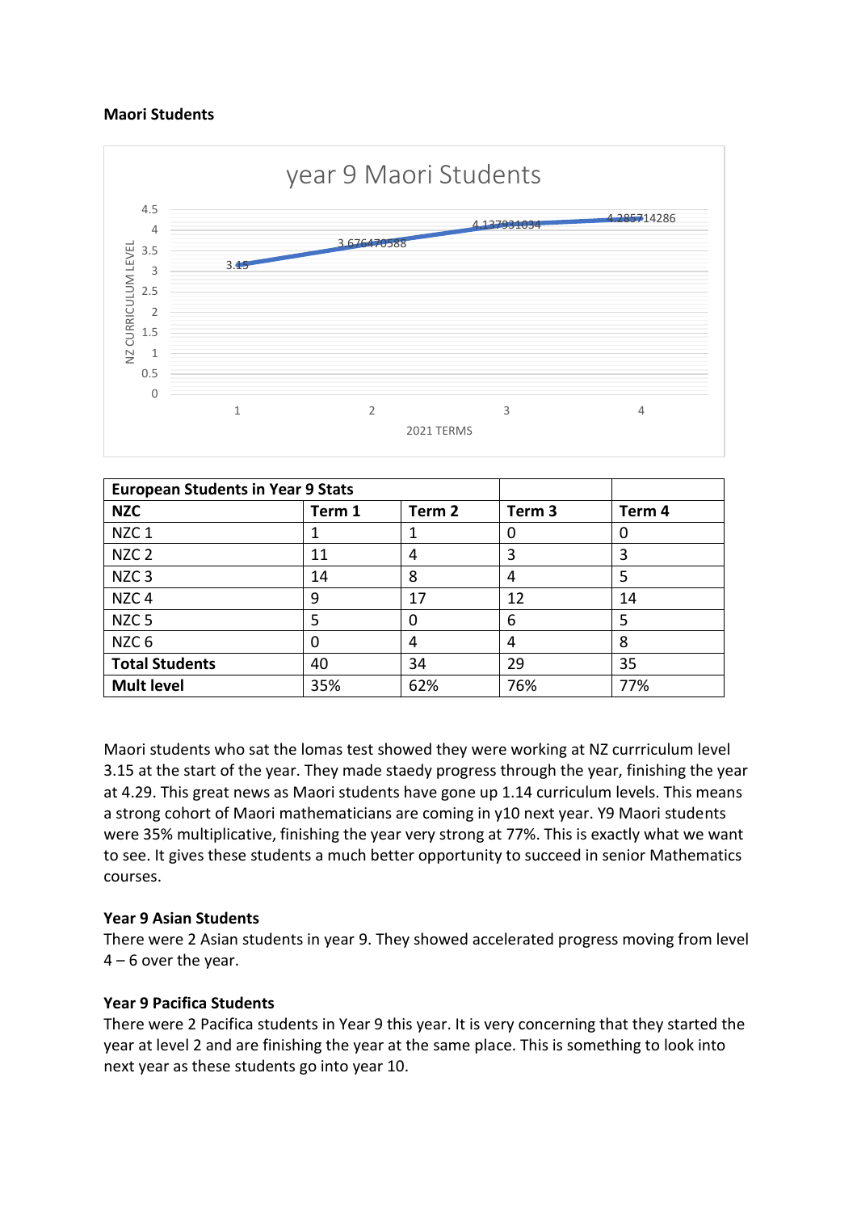**Maori Students**

year 9 Maori Students

| 2021 TERMS | NZ CURRICULUM LEVEL |
|---|---|
| 1 | 3.15 |
| 2 | 3.676470588 |
| 3 | 4.137931034 |
| 4 | 4.285714286 |

| European Students in Year 9 Stats | | | | |
|---|---|---|---|---|
| **NZC** | **Term 1** | **Term 2** | **Term 3** | **Term 4** |
| NZC 1 | 1 | 1 | 0 | 0 |
| NZC 2 | 11 | 4 | 3 | 3 |
| NZC 3 | 14 | 8 | 4 | 5 |
| NZC 4 | 9 | 17 | 12 | 14 |
| NZC 5 | 5 | 0 | 6 | 5 |
| NZC 6 | 0 | 4 | 4 | 8 |
| **Total Students** | 40 | 34 | 29 | 35 |
| **Mult level** | 35% | 62% | 76% | 77% |

Maori students who sat the lomas test showed they were working at NZ currriculum level 3.15 at the start of the year. They made staedy progress through the year, finishing the year at 4.29. This great news as Maori students have gone up 1.14 curriculum levels. This means a strong cohort of Maori mathematicians are coming in y10 next year. Y9 Maori students were 35% multiplicative, finishing the year very strong at 77%. This is exactly what we want to see. It gives these students a much better opportunity to succeed in senior Mathematics courses.

**Year 9 Asian Students**

There were 2 Asian students in year 9. They showed accelerated progress moving from level 4 – 6 over the year.

**Year 9 Pacifica Students**

There were 2 Pacifica students in Year 9 this year. It is very concerning that they started the year at level 2 and are finishing the year at the same place. This is something to look into next year as these students go into year 10.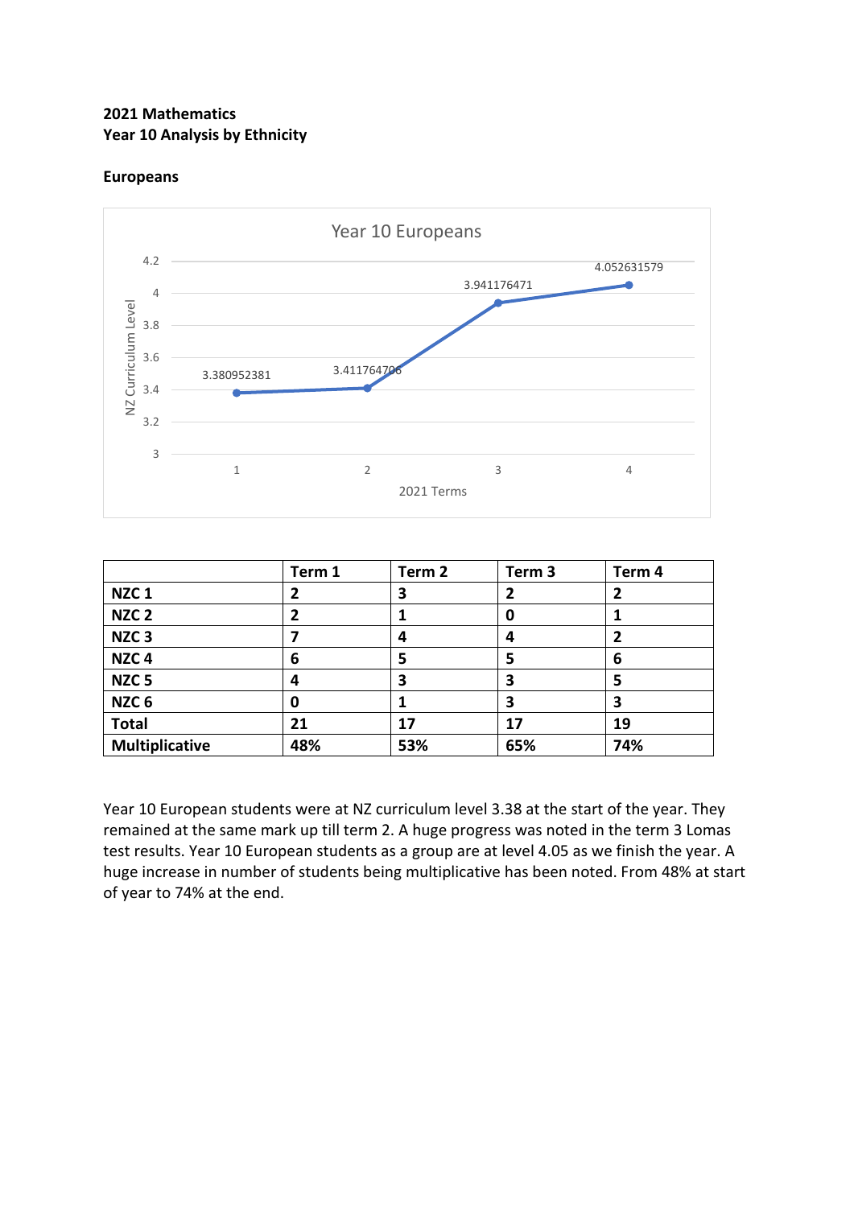**2021 Mathematics**
**Year 10 Analysis by Ethnicity**

**Europeans**

Year 10 Europeans

| | Term 1 | Term 2 | Term 3 | Term 4 |
|---|---|---|---|---|
| **NZC 1** | **2** | **3** | **2** | **2** |
| **NZC 2** | **2** | **1** | **0** | **1** |
| **NZC 3** | **7** | **4** | **4** | **2** |
| **NZC 4** | **6** | **5** | **5** | **6** |
| **NZC 5** | **4** | **3** | **3** | **5** |
| **NZC 6** | **0** | **1** | **3** | **3** |
| **Total** | **21** | **17** | **17** | **19** |
| **Multiplicative** | **48%** | **53%** | **65%** | **74%** |

Year 10 European students were at NZ curriculum level 3.38 at the start of the year. They remained at the same mark up till term 2. A huge progress was noted in the term 3 Lomas test results. Year 10 European students as a group are at level 4.05 as we finish the year. A huge increase in number of students being multiplicative has been noted. From 48% at start of year to 74% at the end.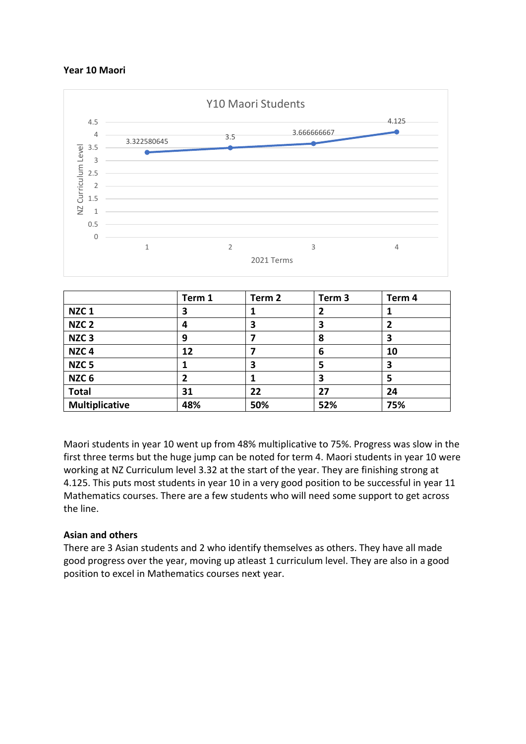**Year 10 Maori**

Y10 Maori Students

NZ Curriculum Level

4.5
4
3.5
3
2.5
2
1.5
1
0.5
0

3.322580645
3.5
3.666666667
4.125

1
2
3
4

2021 Terms

| | Term 1 | Term 2 | Term 3 | Term 4 |
|---|---|---|---|---|
| **NZC 1** | **3** | **1** | **2** | **1** |
| **NZC 2** | **4** | **3** | **3** | **2** |
| **NZC 3** | **9** | **7** | **8** | **3** |
| **NZC 4** | **12** | **7** | **6** | **10** |
| **NZC 5** | **1** | **3** | **5** | **3** |
| **NZC 6** | **2** | **1** | **3** | **5** |
| **Total** | **31** | **22** | **27** | **24** |
| **Multiplicative** | **48%** | **50%** | **52%** | **75%** |

Maori students in year 10 went up from 48% multiplicative to 75%. Progress was slow in the first three terms but the huge jump can be noted for term 4. Maori students in year 10 were working at NZ Curriculum level 3.32 at the start of the year. They are finishing strong at 4.125. This puts most students in year 10 in a very good position to be successful in year 11 Mathematics courses. There are a few students who will need some support to get across the line.

**Asian and others**

There are 3 Asian students and 2 who identify themselves as others. They have all made good progress over the year, moving up atleast 1 curriculum level. They are also in a good position to excel in Mathematics courses next year.